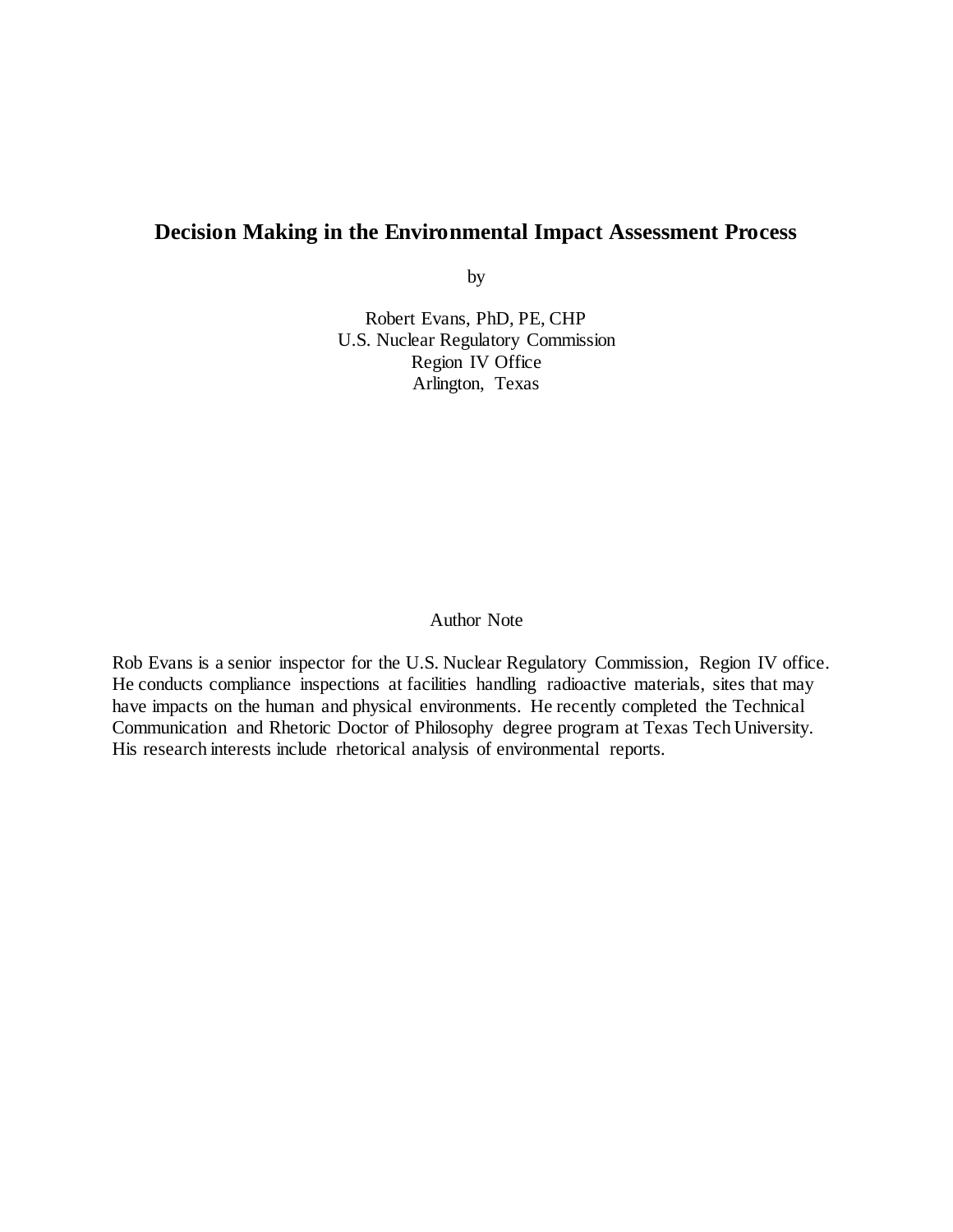# Decision Making in the Environmental Impact Assessment Process

by

Robert Evans, PhD, PE, CHP
U.S. Nuclear Regulatory Commission
Region IV Office
Arlington, Texas

## Author Note

Rob Evans is a senior inspector for the U.S. Nuclear Regulatory Commission, Region IV office. He conducts compliance inspections at facilities handling radioactive materials, sites that may have impacts on the human and physical environments. He recently completed the Technical Communication and Rhetoric Doctor of Philosophy degree program at Texas Tech University. His research interests include rhetorical analysis of environmental reports.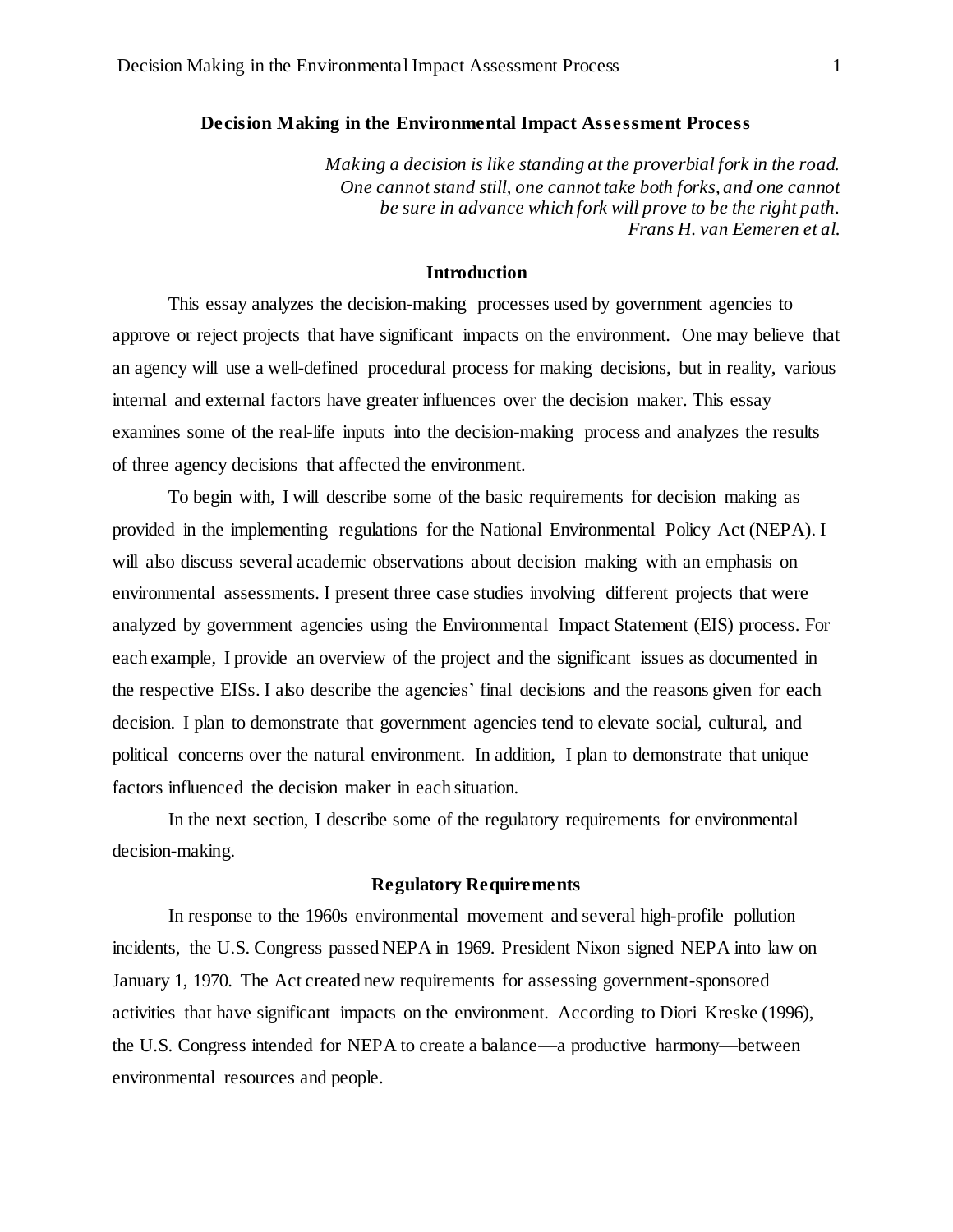## Decision Making in the Environmental Impact Assessment Process

*Making a decision is like standing at the proverbial fork in the road.*
*One cannot stand still, one cannot take both forks, and one cannot*
*be sure in advance which fork will prove to be the right path.*
*Frans H. van Eemeren et al.*

### Introduction

This essay analyzes the decision-making processes used by government agencies to approve or reject projects that have significant impacts on the environment. One may believe that an agency will use a well-defined procedural process for making decisions, but in reality, various internal and external factors have greater influences over the decision maker. This essay examines some of the real-life inputs into the decision-making process and analyzes the results of three agency decisions that affected the environment.

To begin with, I will describe some of the basic requirements for decision making as provided in the implementing regulations for the National Environmental Policy Act (NEPA). I will also discuss several academic observations about decision making with an emphasis on environmental assessments. I present three case studies involving different projects that were analyzed by government agencies using the Environmental Impact Statement (EIS) process. For each example, I provide an overview of the project and the significant issues as documented in the respective EISs. I also describe the agencies' final decisions and the reasons given for each decision. I plan to demonstrate that government agencies tend to elevate social, cultural, and political concerns over the natural environment. In addition, I plan to demonstrate that unique factors influenced the decision maker in each situation.

In the next section, I describe some of the regulatory requirements for environmental decision-making.

### Regulatory Requirements

In response to the 1960s environmental movement and several high-profile pollution incidents, the U.S. Congress passed NEPA in 1969. President Nixon signed NEPA into law on January 1, 1970. The Act created new requirements for assessing government-sponsored activities that have significant impacts on the environment. According to Diori Kreske (1996), the U.S. Congress intended for NEPA to create a balance—a productive harmony—between environmental resources and people.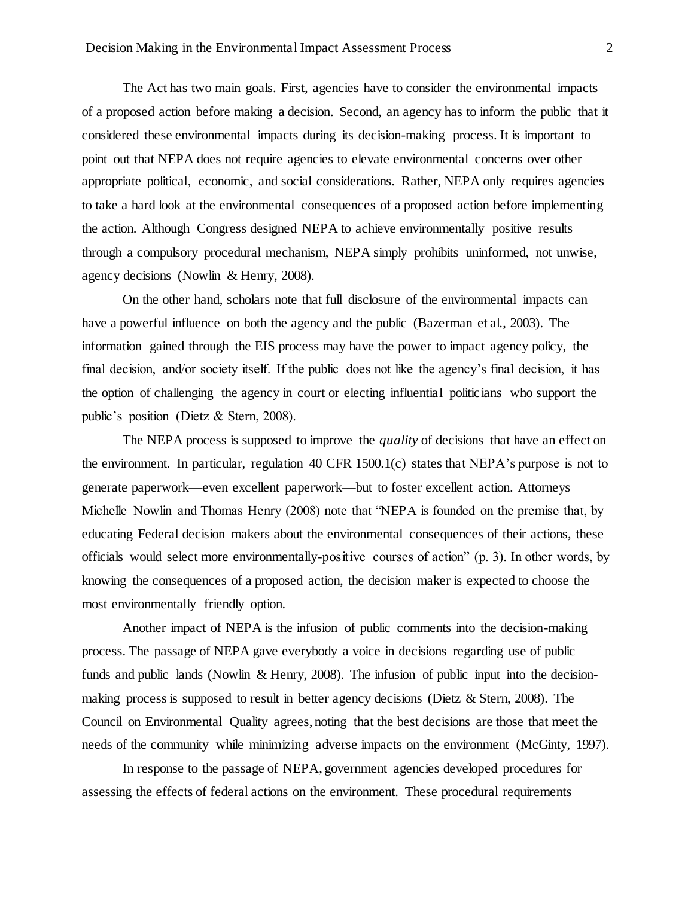The Act has two main goals. First, agencies have to consider the environmental impacts of a proposed action before making a decision. Second, an agency has to inform the public that it considered these environmental impacts during its decision-making process. It is important to point out that NEPA does not require agencies to elevate environmental concerns over other appropriate political, economic, and social considerations. Rather, NEPA only requires agencies to take a hard look at the environmental consequences of a proposed action before implementing the action. Although Congress designed NEPA to achieve environmentally positive results through a compulsory procedural mechanism, NEPA simply prohibits uninformed, not unwise, agency decisions (Nowlin & Henry, 2008).

On the other hand, scholars note that full disclosure of the environmental impacts can have a powerful influence on both the agency and the public (Bazerman et al., 2003). The information gained through the EIS process may have the power to impact agency policy, the final decision, and/or society itself. If the public does not like the agency's final decision, it has the option of challenging the agency in court or electing influential politicians who support the public's position (Dietz & Stern, 2008).

The NEPA process is supposed to improve the *quality* of decisions that have an effect on the environment. In particular, regulation 40 CFR 1500.1(c) states that NEPA's purpose is not to generate paperwork—even excellent paperwork—but to foster excellent action. Attorneys Michelle Nowlin and Thomas Henry (2008) note that "NEPA is founded on the premise that, by educating Federal decision makers about the environmental consequences of their actions, these officials would select more environmentally-positive courses of action" (p. 3). In other words, by knowing the consequences of a proposed action, the decision maker is expected to choose the most environmentally friendly option.

Another impact of NEPA is the infusion of public comments into the decision-making process. The passage of NEPA gave everybody a voice in decisions regarding use of public funds and public lands (Nowlin & Henry, 2008). The infusion of public input into the decision-making process is supposed to result in better agency decisions (Dietz & Stern, 2008). The Council on Environmental Quality agrees, noting that the best decisions are those that meet the needs of the community while minimizing adverse impacts on the environment (McGinty, 1997).

In response to the passage of NEPA, government agencies developed procedures for assessing the effects of federal actions on the environment. These procedural requirements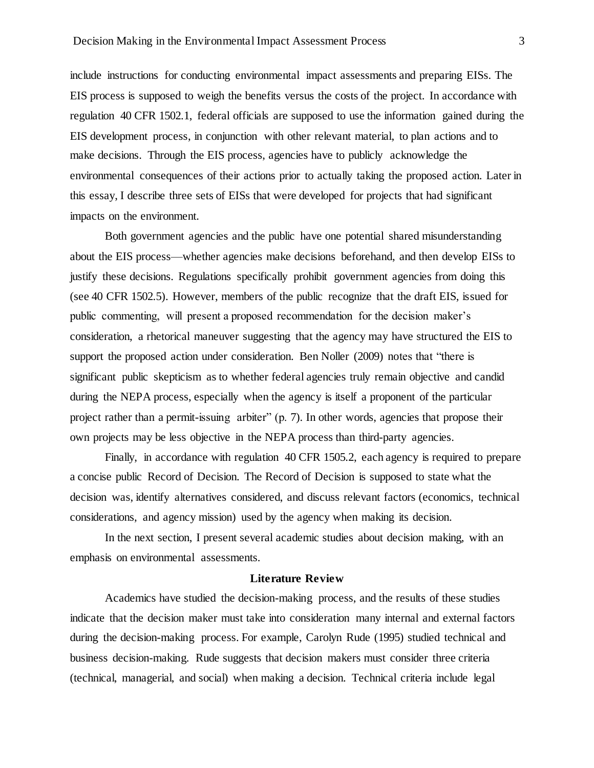include instructions for conducting environmental impact assessments and preparing EISs. The EIS process is supposed to weigh the benefits versus the costs of the project. In accordance with regulation 40 CFR 1502.1, federal officials are supposed to use the information gained during the EIS development process, in conjunction with other relevant material, to plan actions and to make decisions. Through the EIS process, agencies have to publicly acknowledge the environmental consequences of their actions prior to actually taking the proposed action. Later in this essay, I describe three sets of EISs that were developed for projects that had significant impacts on the environment.

Both government agencies and the public have one potential shared misunderstanding about the EIS process—whether agencies make decisions beforehand, and then develop EISs to justify these decisions. Regulations specifically prohibit government agencies from doing this (see 40 CFR 1502.5). However, members of the public recognize that the draft EIS, issued for public commenting, will present a proposed recommendation for the decision maker's consideration, a rhetorical maneuver suggesting that the agency may have structured the EIS to support the proposed action under consideration. Ben Noller (2009) notes that "there is significant public skepticism as to whether federal agencies truly remain objective and candid during the NEPA process, especially when the agency is itself a proponent of the particular project rather than a permit-issuing arbiter" (p. 7). In other words, agencies that propose their own projects may be less objective in the NEPA process than third-party agencies.

Finally, in accordance with regulation 40 CFR 1505.2, each agency is required to prepare a concise public Record of Decision. The Record of Decision is supposed to state what the decision was, identify alternatives considered, and discuss relevant factors (economics, technical considerations, and agency mission) used by the agency when making its decision.

In the next section, I present several academic studies about decision making, with an emphasis on environmental assessments.

## Literature Review

Academics have studied the decision-making process, and the results of these studies indicate that the decision maker must take into consideration many internal and external factors during the decision-making process. For example, Carolyn Rude (1995) studied technical and business decision-making. Rude suggests that decision makers must consider three criteria (technical, managerial, and social) when making a decision. Technical criteria include legal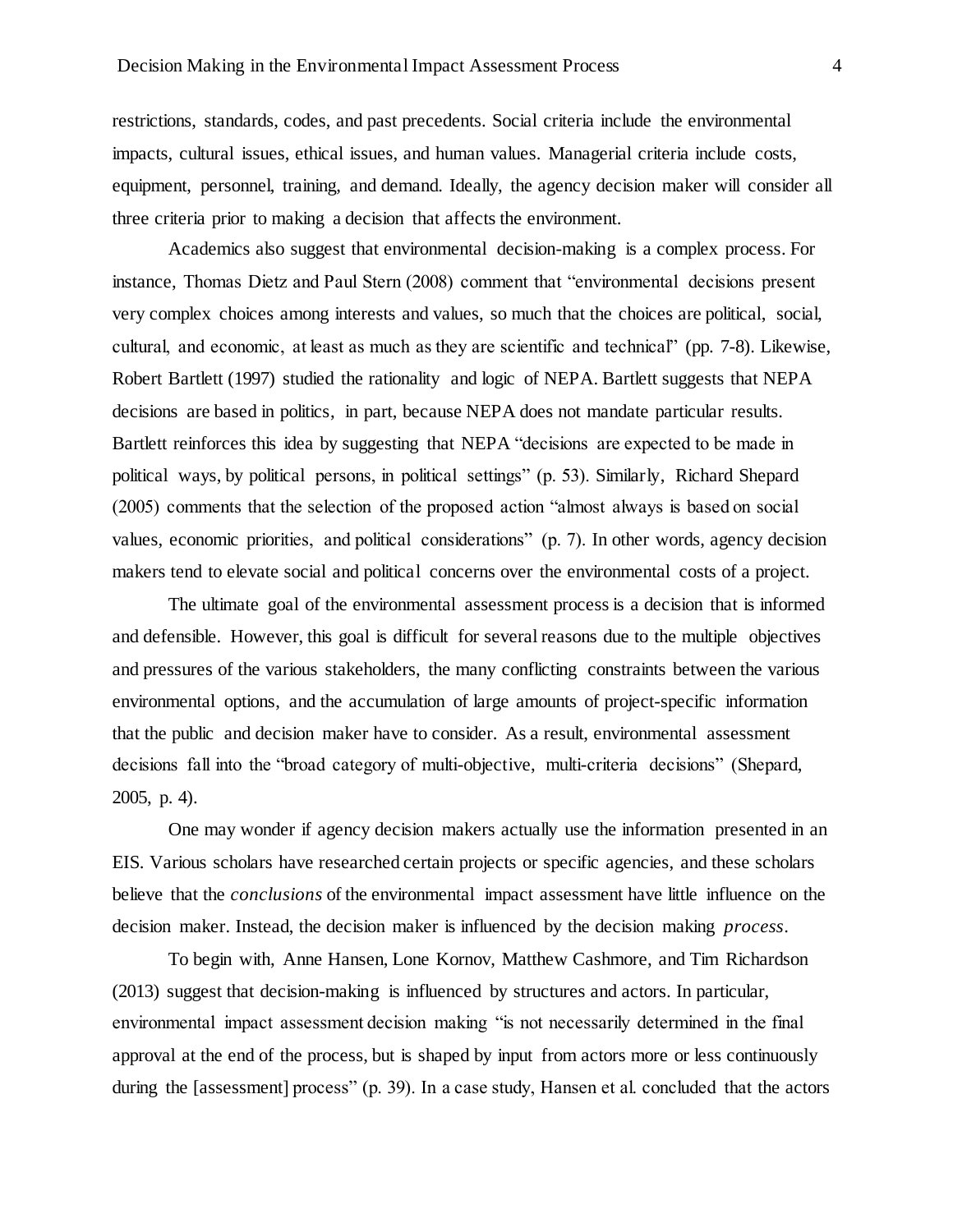restrictions, standards, codes, and past precedents. Social criteria include the environmental impacts, cultural issues, ethical issues, and human values. Managerial criteria include costs, equipment, personnel, training, and demand. Ideally, the agency decision maker will consider all three criteria prior to making a decision that affects the environment.

Academics also suggest that environmental decision-making is a complex process. For instance, Thomas Dietz and Paul Stern (2008) comment that "environmental decisions present very complex choices among interests and values, so much that the choices are political, social, cultural, and economic, at least as much as they are scientific and technical" (pp. 7-8). Likewise, Robert Bartlett (1997) studied the rationality and logic of NEPA. Bartlett suggests that NEPA decisions are based in politics, in part, because NEPA does not mandate particular results. Bartlett reinforces this idea by suggesting that NEPA "decisions are expected to be made in political ways, by political persons, in political settings" (p. 53). Similarly, Richard Shepard (2005) comments that the selection of the proposed action "almost always is based on social values, economic priorities, and political considerations" (p. 7). In other words, agency decision makers tend to elevate social and political concerns over the environmental costs of a project.

The ultimate goal of the environmental assessment process is a decision that is informed and defensible. However, this goal is difficult for several reasons due to the multiple objectives and pressures of the various stakeholders, the many conflicting constraints between the various environmental options, and the accumulation of large amounts of project-specific information that the public and decision maker have to consider. As a result, environmental assessment decisions fall into the "broad category of multi-objective, multi-criteria decisions" (Shepard, 2005, p. 4).

One may wonder if agency decision makers actually use the information presented in an EIS. Various scholars have researched certain projects or specific agencies, and these scholars believe that the *conclusions* of the environmental impact assessment have little influence on the decision maker. Instead, the decision maker is influenced by the decision making *process*.

To begin with, Anne Hansen, Lone Kornov, Matthew Cashmore, and Tim Richardson (2013) suggest that decision-making is influenced by structures and actors. In particular, environmental impact assessment decision making "is not necessarily determined in the final approval at the end of the process, but is shaped by input from actors more or less continuously during the [assessment] process" (p. 39). In a case study, Hansen et al. concluded that the actors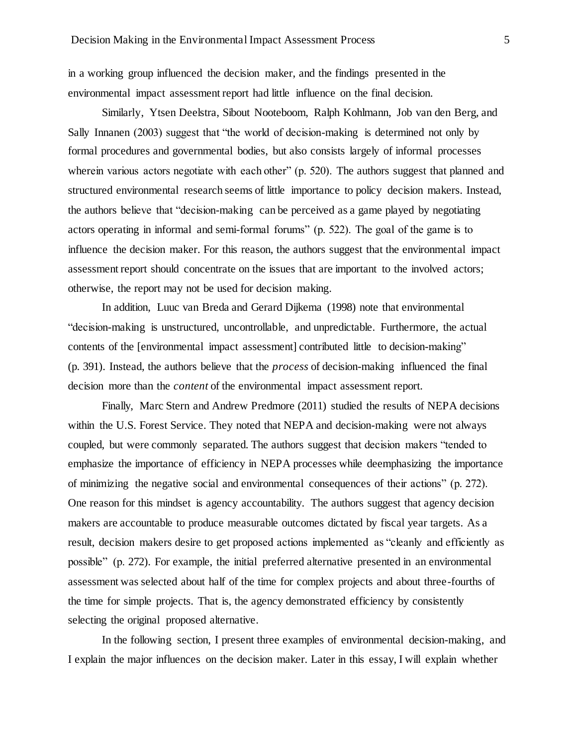in a working group influenced the decision maker, and the findings presented in the environmental impact assessment report had little influence on the final decision.

Similarly, Ytsen Deelstra, Sibout Nooteboom, Ralph Kohlmann, Job van den Berg, and Sally Innanen (2003) suggest that "the world of decision-making is determined not only by formal procedures and governmental bodies, but also consists largely of informal processes wherein various actors negotiate with each other" (p. 520). The authors suggest that planned and structured environmental research seems of little importance to policy decision makers. Instead, the authors believe that "decision-making can be perceived as a game played by negotiating actors operating in informal and semi-formal forums" (p. 522). The goal of the game is to influence the decision maker. For this reason, the authors suggest that the environmental impact assessment report should concentrate on the issues that are important to the involved actors; otherwise, the report may not be used for decision making.

In addition, Luuc van Breda and Gerard Dijkema (1998) note that environmental "decision-making is unstructured, uncontrollable, and unpredictable. Furthermore, the actual contents of the [environmental impact assessment] contributed little to decision-making" (p. 391). Instead, the authors believe that the *process* of decision-making influenced the final decision more than the *content* of the environmental impact assessment report.

Finally, Marc Stern and Andrew Predmore (2011) studied the results of NEPA decisions within the U.S. Forest Service. They noted that NEPA and decision-making were not always coupled, but were commonly separated. The authors suggest that decision makers "tended to emphasize the importance of efficiency in NEPA processes while deemphasizing the importance of minimizing the negative social and environmental consequences of their actions" (p. 272). One reason for this mindset is agency accountability. The authors suggest that agency decision makers are accountable to produce measurable outcomes dictated by fiscal year targets. As a result, decision makers desire to get proposed actions implemented as "cleanly and efficiently as possible" (p. 272). For example, the initial preferred alternative presented in an environmental assessment was selected about half of the time for complex projects and about three-fourths of the time for simple projects. That is, the agency demonstrated efficiency by consistently selecting the original proposed alternative.

In the following section, I present three examples of environmental decision-making, and I explain the major influences on the decision maker. Later in this essay, I will explain whether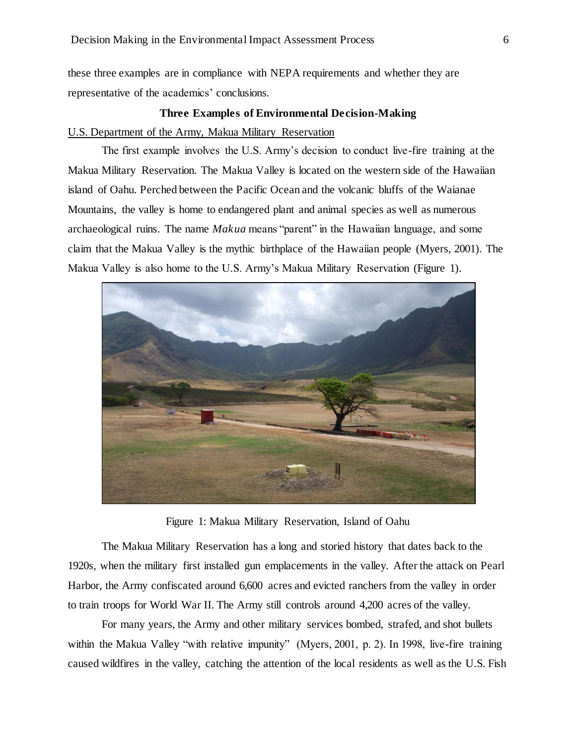these three examples are in compliance with NEPA requirements and whether they are representative of the academics' conclusions.

## Three Examples of Environmental Decision-Making

U.S. Department of the Army, Makua Military Reservation

The first example involves the U.S. Army's decision to conduct live-fire training at the Makua Military Reservation. The Makua Valley is located on the western side of the Hawaiian island of Oahu. Perched between the Pacific Ocean and the volcanic bluffs of the Waianae Mountains, the valley is home to endangered plant and animal species as well as numerous archaeological ruins. The name *Makua* means "parent" in the Hawaiian language, and some claim that the Makua Valley is the mythic birthplace of the Hawaiian people (Myers, 2001). The Makua Valley is also home to the U.S. Army's Makua Military Reservation (Figure 1).

Figure 1: Makua Military Reservation, Island of Oahu

The Makua Military Reservation has a long and storied history that dates back to the 1920s, when the military first installed gun emplacements in the valley. After the attack on Pearl Harbor, the Army confiscated around 6,600 acres and evicted ranchers from the valley in order to train troops for World War II. The Army still controls around 4,200 acres of the valley.

For many years, the Army and other military services bombed, strafed, and shot bullets within the Makua Valley "with relative impunity" (Myers, 2001, p. 2). In 1998, live-fire training caused wildfires in the valley, catching the attention of the local residents as well as the U.S. Fish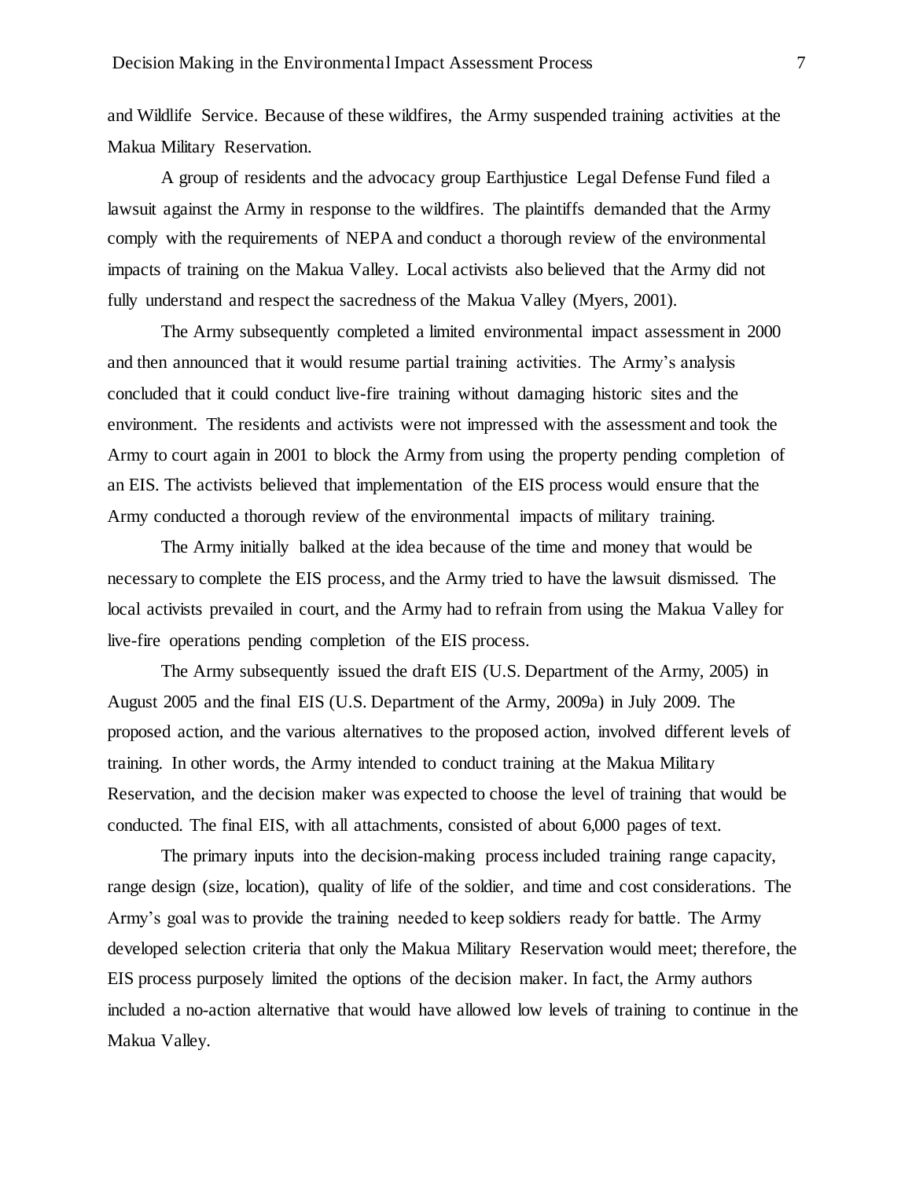and Wildlife Service. Because of these wildfires, the Army suspended training activities at the Makua Military Reservation.

A group of residents and the advocacy group Earthjustice Legal Defense Fund filed a lawsuit against the Army in response to the wildfires. The plaintiffs demanded that the Army comply with the requirements of NEPA and conduct a thorough review of the environmental impacts of training on the Makua Valley. Local activists also believed that the Army did not fully understand and respect the sacredness of the Makua Valley (Myers, 2001).

The Army subsequently completed a limited environmental impact assessment in 2000 and then announced that it would resume partial training activities. The Army's analysis concluded that it could conduct live-fire training without damaging historic sites and the environment. The residents and activists were not impressed with the assessment and took the Army to court again in 2001 to block the Army from using the property pending completion of an EIS. The activists believed that implementation of the EIS process would ensure that the Army conducted a thorough review of the environmental impacts of military training.

The Army initially balked at the idea because of the time and money that would be necessary to complete the EIS process, and the Army tried to have the lawsuit dismissed. The local activists prevailed in court, and the Army had to refrain from using the Makua Valley for live-fire operations pending completion of the EIS process.

The Army subsequently issued the draft EIS (U.S. Department of the Army, 2005) in August 2005 and the final EIS (U.S. Department of the Army, 2009a) in July 2009. The proposed action, and the various alternatives to the proposed action, involved different levels of training. In other words, the Army intended to conduct training at the Makua Military Reservation, and the decision maker was expected to choose the level of training that would be conducted. The final EIS, with all attachments, consisted of about 6,000 pages of text.

The primary inputs into the decision-making process included training range capacity, range design (size, location), quality of life of the soldier, and time and cost considerations. The Army's goal was to provide the training needed to keep soldiers ready for battle. The Army developed selection criteria that only the Makua Military Reservation would meet; therefore, the EIS process purposely limited the options of the decision maker. In fact, the Army authors included a no-action alternative that would have allowed low levels of training to continue in the Makua Valley.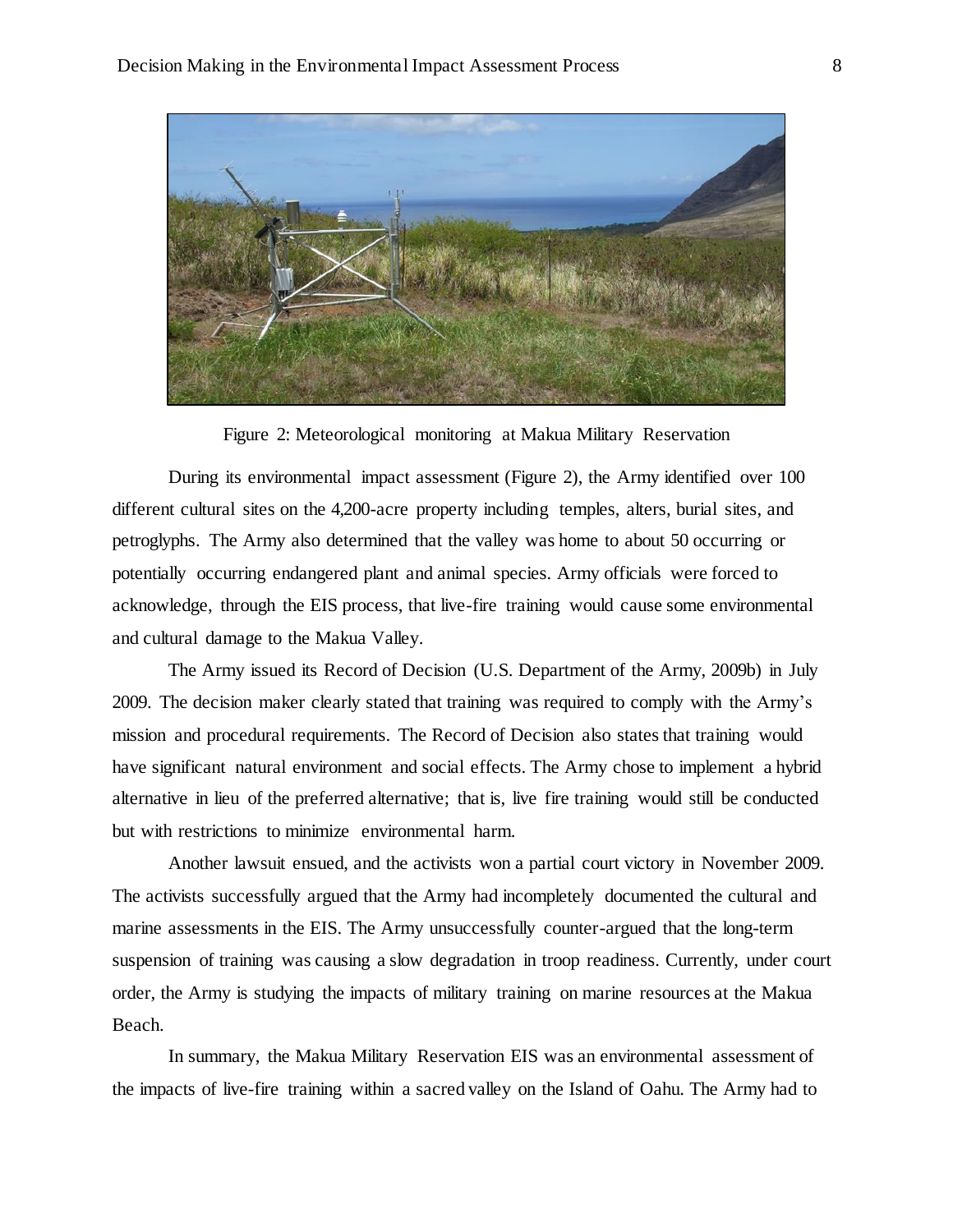Figure 2: Meteorological monitoring at Makua Military Reservation

During its environmental impact assessment (Figure 2), the Army identified over 100 different cultural sites on the 4,200-acre property including temples, alters, burial sites, and petroglyphs. The Army also determined that the valley was home to about 50 occurring or potentially occurring endangered plant and animal species. Army officials were forced to acknowledge, through the EIS process, that live-fire training would cause some environmental and cultural damage to the Makua Valley.

The Army issued its Record of Decision (U.S. Department of the Army, 2009b) in July 2009. The decision maker clearly stated that training was required to comply with the Army's mission and procedural requirements. The Record of Decision also states that training would have significant natural environment and social effects. The Army chose to implement a hybrid alternative in lieu of the preferred alternative; that is, live fire training would still be conducted but with restrictions to minimize environmental harm.

Another lawsuit ensued, and the activists won a partial court victory in November 2009. The activists successfully argued that the Army had incompletely documented the cultural and marine assessments in the EIS. The Army unsuccessfully counter-argued that the long-term suspension of training was causing a slow degradation in troop readiness. Currently, under court order, the Army is studying the impacts of military training on marine resources at the Makua Beach.

In summary, the Makua Military Reservation EIS was an environmental assessment of the impacts of live-fire training within a sacred valley on the Island of Oahu. The Army had to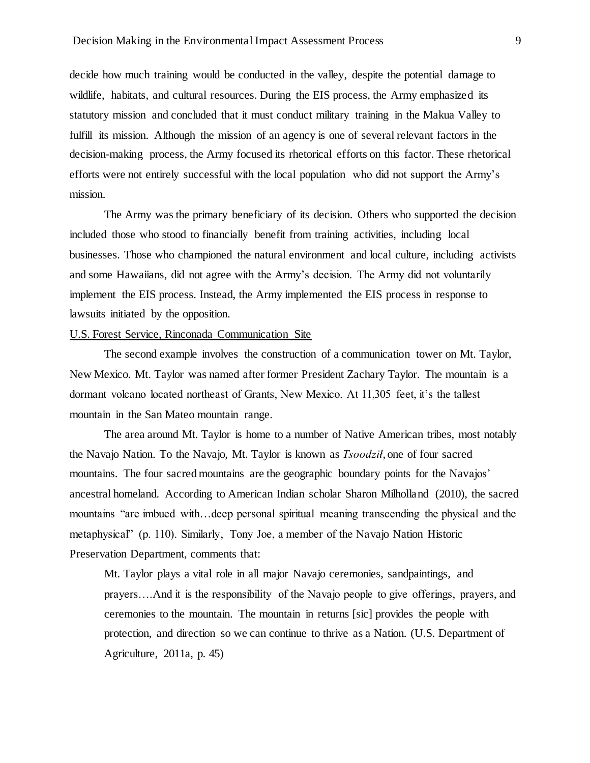decide how much training would be conducted in the valley, despite the potential damage to wildlife, habitats, and cultural resources. During the EIS process, the Army emphasized its statutory mission and concluded that it must conduct military training in the Makua Valley to fulfill its mission. Although the mission of an agency is one of several relevant factors in the decision-making process, the Army focused its rhetorical efforts on this factor. These rhetorical efforts were not entirely successful with the local population who did not support the Army's mission.

The Army was the primary beneficiary of its decision. Others who supported the decision included those who stood to financially benefit from training activities, including local businesses. Those who championed the natural environment and local culture, including activists and some Hawaiians, did not agree with the Army's decision. The Army did not voluntarily implement the EIS process. Instead, the Army implemented the EIS process in response to lawsuits initiated by the opposition.

<u>U.S. Forest Service, Rinconada Communication Site</u>

The second example involves the construction of a communication tower on Mt. Taylor, New Mexico. Mt. Taylor was named after former President Zachary Taylor. The mountain is a dormant volcano located northeast of Grants, New Mexico. At 11,305 feet, it's the tallest mountain in the San Mateo mountain range.

The area around Mt. Taylor is home to a number of Native American tribes, most notably the Navajo Nation. To the Navajo, Mt. Taylor is known as *Tsoodził*, one of four sacred mountains. The four sacred mountains are the geographic boundary points for the Navajos' ancestral homeland. According to American Indian scholar Sharon Milholland (2010), the sacred mountains "are imbued with…deep personal spiritual meaning transcending the physical and the metaphysical" (p. 110). Similarly, Tony Joe, a member of the Navajo Nation Historic Preservation Department, comments that:

> Mt. Taylor plays a vital role in all major Navajo ceremonies, sandpaintings, and prayers….And it is the responsibility of the Navajo people to give offerings, prayers, and ceremonies to the mountain. The mountain in returns [sic] provides the people with protection, and direction so we can continue to thrive as a Nation. (U.S. Department of Agriculture, 2011a, p. 45)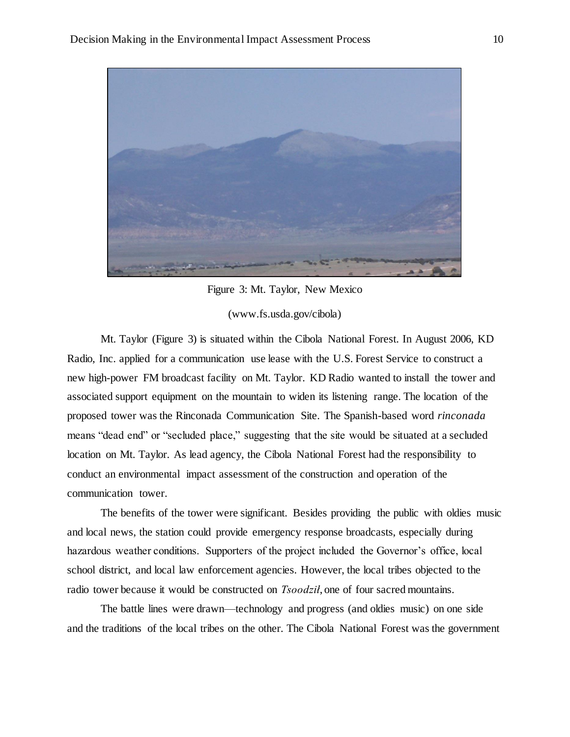Figure 3: Mt. Taylor, New Mexico

(www.fs.usda.gov/cibola)

Mt. Taylor (Figure 3) is situated within the Cibola National Forest. In August 2006, KD Radio, Inc. applied for a communication use lease with the U.S. Forest Service to construct a new high-power FM broadcast facility on Mt. Taylor. KD Radio wanted to install the tower and associated support equipment on the mountain to widen its listening range. The location of the proposed tower was the Rinconada Communication Site. The Spanish-based word *rinconada* means "dead end" or "secluded place," suggesting that the site would be situated at a secluded location on Mt. Taylor. As lead agency, the Cibola National Forest had the responsibility to conduct an environmental impact assessment of the construction and operation of the communication tower.

The benefits of the tower were significant. Besides providing the public with oldies music and local news, the station could provide emergency response broadcasts, especially during hazardous weather conditions. Supporters of the project included the Governor's office, local school district, and local law enforcement agencies. However, the local tribes objected to the radio tower because it would be constructed on *Tsoodził*, one of four sacred mountains.

The battle lines were drawn—technology and progress (and oldies music) on one side and the traditions of the local tribes on the other. The Cibola National Forest was the government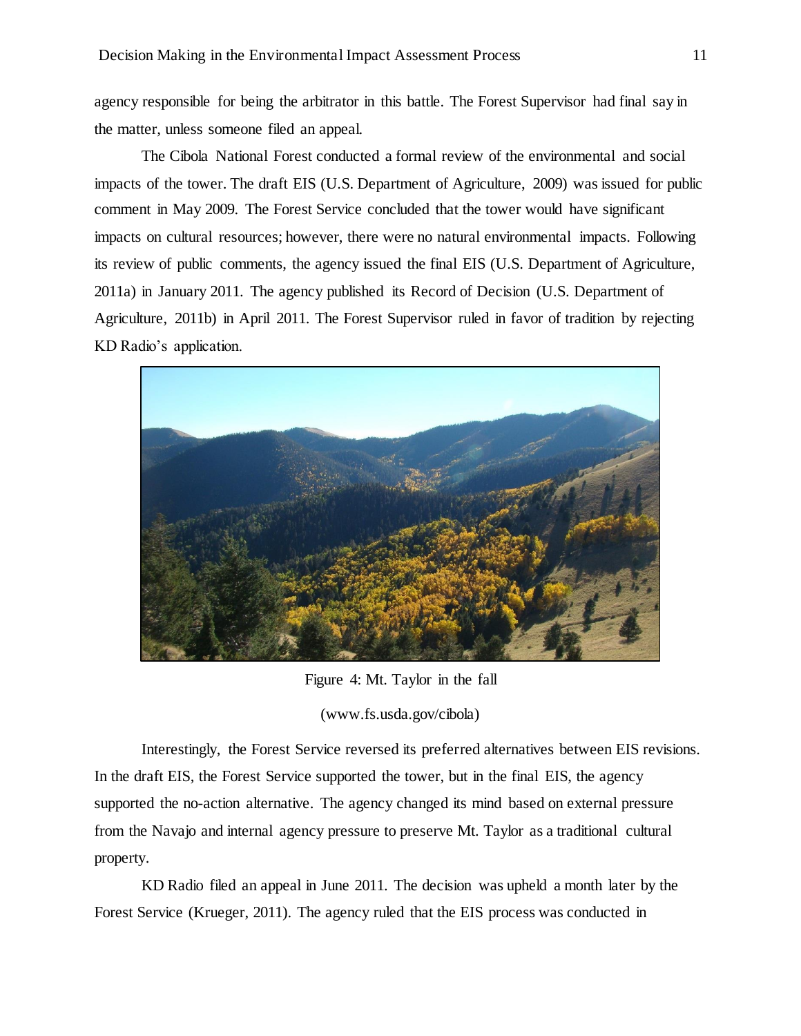agency responsible for being the arbitrator in this battle. The Forest Supervisor had final say in the matter, unless someone filed an appeal.

The Cibola National Forest conducted a formal review of the environmental and social impacts of the tower. The draft EIS (U.S. Department of Agriculture, 2009) was issued for public comment in May 2009. The Forest Service concluded that the tower would have significant impacts on cultural resources; however, there were no natural environmental impacts. Following its review of public comments, the agency issued the final EIS (U.S. Department of Agriculture, 2011a) in January 2011. The agency published its Record of Decision (U.S. Department of Agriculture, 2011b) in April 2011. The Forest Supervisor ruled in favor of tradition by rejecting KD Radio's application.

Figure 4: Mt. Taylor in the fall

(www.fs.usda.gov/cibola)

Interestingly, the Forest Service reversed its preferred alternatives between EIS revisions. In the draft EIS, the Forest Service supported the tower, but in the final EIS, the agency supported the no-action alternative. The agency changed its mind based on external pressure from the Navajo and internal agency pressure to preserve Mt. Taylor as a traditional cultural property.

KD Radio filed an appeal in June 2011. The decision was upheld a month later by the Forest Service (Krueger, 2011). The agency ruled that the EIS process was conducted in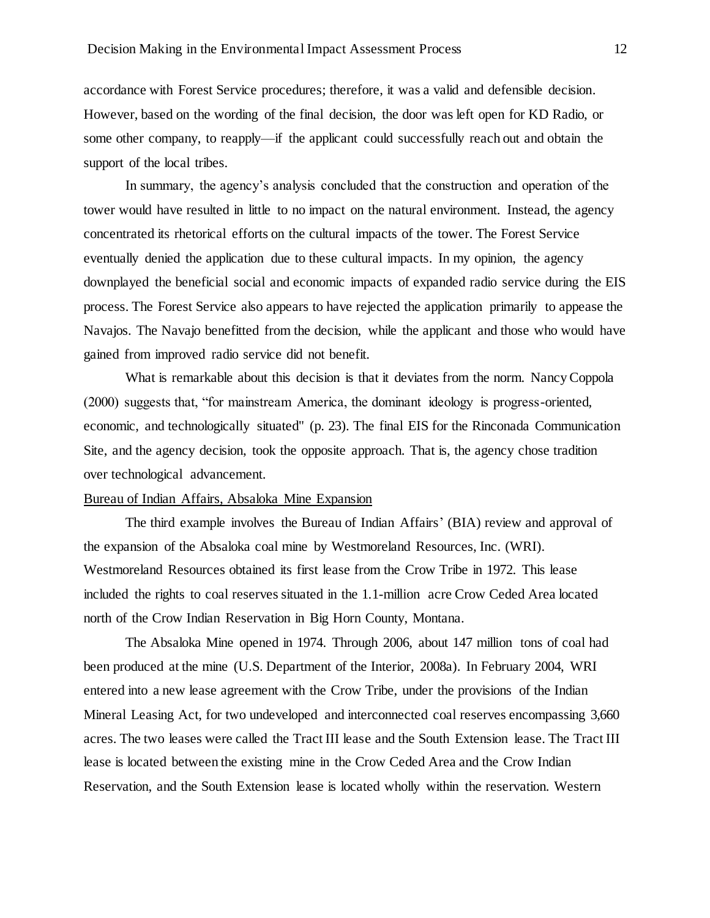accordance with Forest Service procedures; therefore, it was a valid and defensible decision. However, based on the wording of the final decision, the door was left open for KD Radio, or some other company, to reapply—if the applicant could successfully reach out and obtain the support of the local tribes.

In summary, the agency's analysis concluded that the construction and operation of the tower would have resulted in little to no impact on the natural environment. Instead, the agency concentrated its rhetorical efforts on the cultural impacts of the tower. The Forest Service eventually denied the application due to these cultural impacts. In my opinion, the agency downplayed the beneficial social and economic impacts of expanded radio service during the EIS process. The Forest Service also appears to have rejected the application primarily to appease the Navajos. The Navajo benefitted from the decision, while the applicant and those who would have gained from improved radio service did not benefit.

What is remarkable about this decision is that it deviates from the norm. Nancy Coppola (2000) suggests that, "for mainstream America, the dominant ideology is progress-oriented, economic, and technologically situated" (p. 23). The final EIS for the Rinconada Communication Site, and the agency decision, took the opposite approach. That is, the agency chose tradition over technological advancement.

<u>Bureau of Indian Affairs, Absaloka Mine Expansion</u>

The third example involves the Bureau of Indian Affairs' (BIA) review and approval of the expansion of the Absaloka coal mine by Westmoreland Resources, Inc. (WRI). Westmoreland Resources obtained its first lease from the Crow Tribe in 1972. This lease included the rights to coal reserves situated in the 1.1-million acre Crow Ceded Area located north of the Crow Indian Reservation in Big Horn County, Montana.

The Absaloka Mine opened in 1974. Through 2006, about 147 million tons of coal had been produced at the mine (U.S. Department of the Interior, 2008a). In February 2004, WRI entered into a new lease agreement with the Crow Tribe, under the provisions of the Indian Mineral Leasing Act, for two undeveloped and interconnected coal reserves encompassing 3,660 acres. The two leases were called the Tract III lease and the South Extension lease. The Tract III lease is located between the existing mine in the Crow Ceded Area and the Crow Indian Reservation, and the South Extension lease is located wholly within the reservation. Western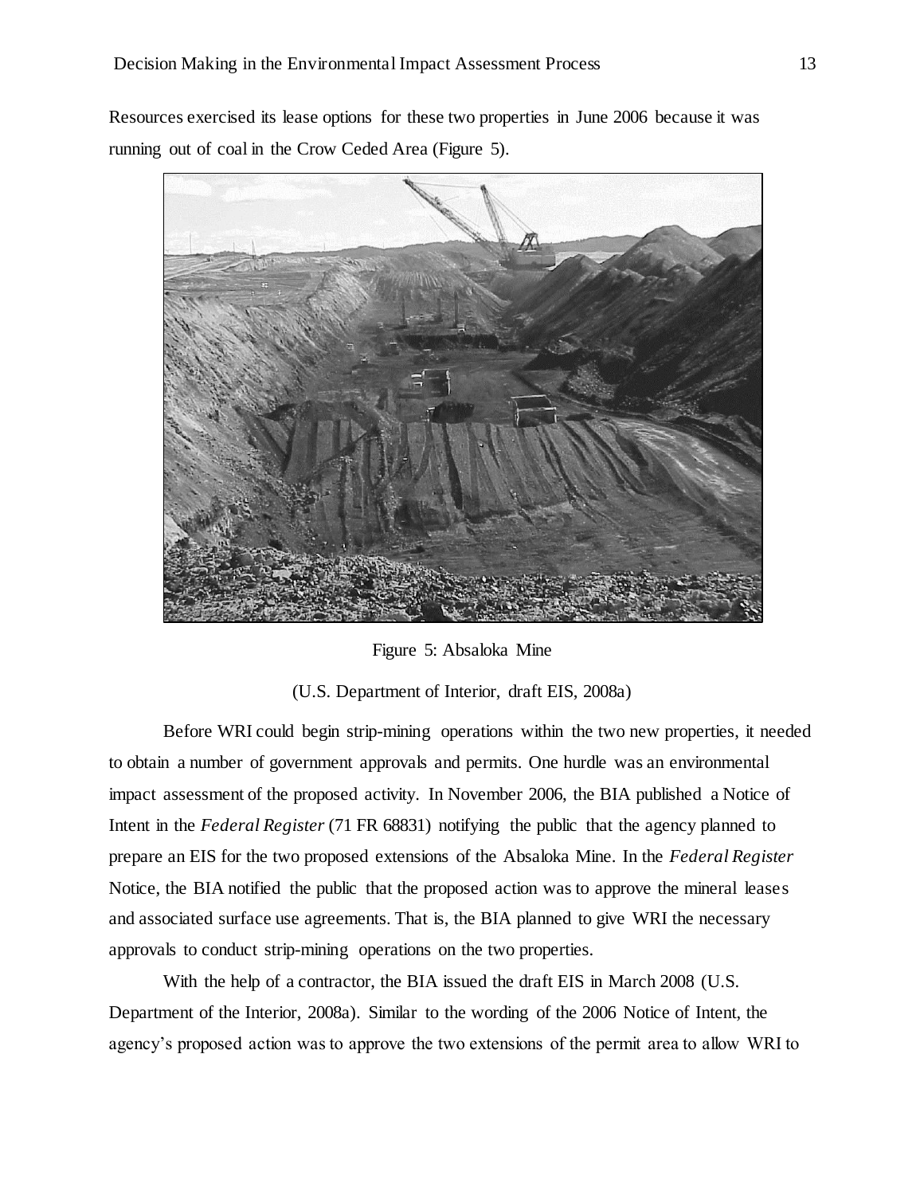Resources exercised its lease options for these two properties in June 2006 because it was running out of coal in the Crow Ceded Area (Figure 5).

Figure 5: Absaloka Mine

(U.S. Department of Interior, draft EIS, 2008a)

Before WRI could begin strip-mining operations within the two new properties, it needed to obtain a number of government approvals and permits. One hurdle was an environmental impact assessment of the proposed activity. In November 2006, the BIA published a Notice of Intent in the *Federal Register* (71 FR 68831) notifying the public that the agency planned to prepare an EIS for the two proposed extensions of the Absaloka Mine. In the *Federal Register* Notice, the BIA notified the public that the proposed action was to approve the mineral leases and associated surface use agreements. That is, the BIA planned to give WRI the necessary approvals to conduct strip-mining operations on the two properties.

With the help of a contractor, the BIA issued the draft EIS in March 2008 (U.S. Department of the Interior, 2008a). Similar to the wording of the 2006 Notice of Intent, the agency's proposed action was to approve the two extensions of the permit area to allow WRI to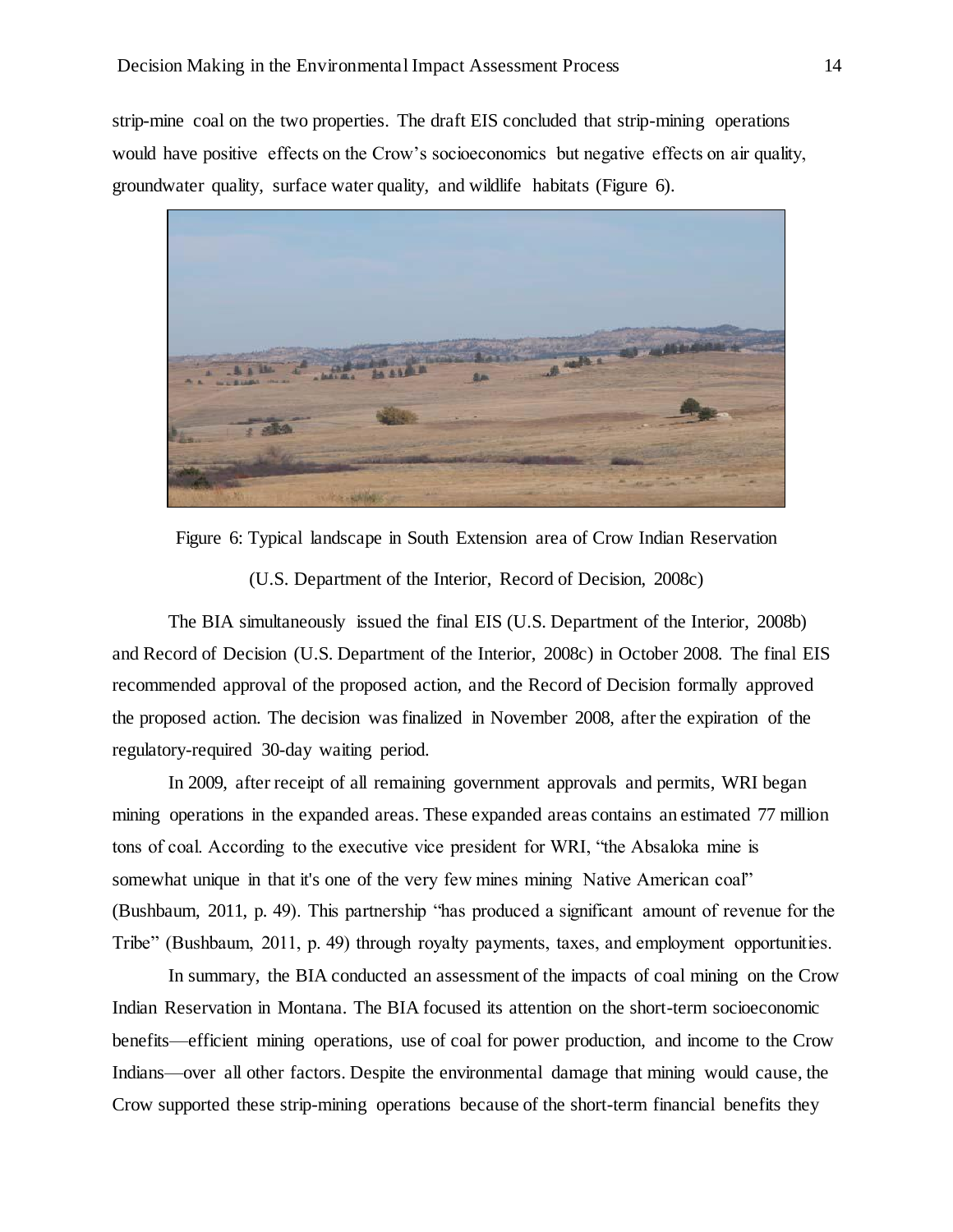strip-mine coal on the two properties. The draft EIS concluded that strip-mining operations would have positive effects on the Crow's socioeconomics but negative effects on air quality, groundwater quality, surface water quality, and wildlife habitats (Figure 6).

Figure 6: Typical landscape in South Extension area of Crow Indian Reservation

(U.S. Department of the Interior, Record of Decision, 2008c)

The BIA simultaneously issued the final EIS (U.S. Department of the Interior, 2008b) and Record of Decision (U.S. Department of the Interior, 2008c) in October 2008. The final EIS recommended approval of the proposed action, and the Record of Decision formally approved the proposed action. The decision was finalized in November 2008, after the expiration of the regulatory-required 30-day waiting period.

In 2009, after receipt of all remaining government approvals and permits, WRI began mining operations in the expanded areas. These expanded areas contains an estimated 77 million tons of coal. According to the executive vice president for WRI, "the Absaloka mine is somewhat unique in that it's one of the very few mines mining Native American coal" (Bushbaum, 2011, p. 49). This partnership "has produced a significant amount of revenue for the Tribe" (Bushbaum, 2011, p. 49) through royalty payments, taxes, and employment opportunities.

In summary, the BIA conducted an assessment of the impacts of coal mining on the Crow Indian Reservation in Montana. The BIA focused its attention on the short-term socioeconomic benefits—efficient mining operations, use of coal for power production, and income to the Crow Indians—over all other factors. Despite the environmental damage that mining would cause, the Crow supported these strip-mining operations because of the short-term financial benefits they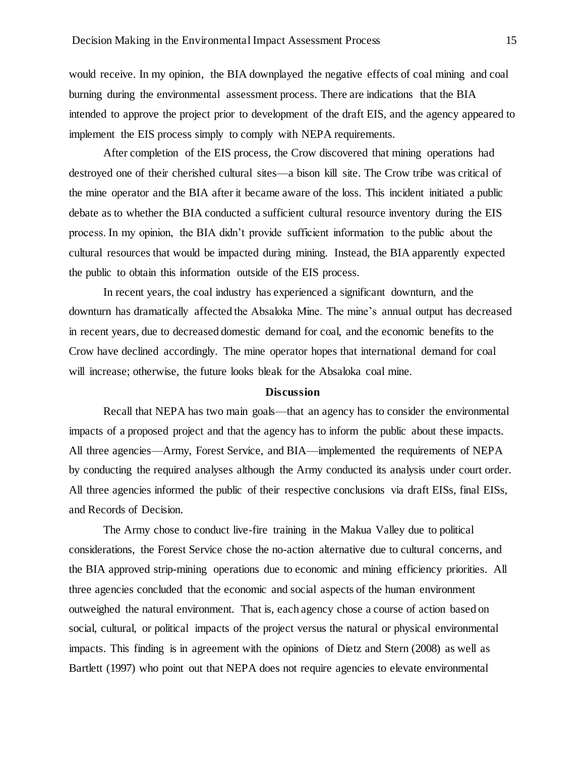would receive. In my opinion, the BIA downplayed the negative effects of coal mining and coal burning during the environmental assessment process. There are indications that the BIA intended to approve the project prior to development of the draft EIS, and the agency appeared to implement the EIS process simply to comply with NEPA requirements.

After completion of the EIS process, the Crow discovered that mining operations had destroyed one of their cherished cultural sites—a bison kill site. The Crow tribe was critical of the mine operator and the BIA after it became aware of the loss. This incident initiated a public debate as to whether the BIA conducted a sufficient cultural resource inventory during the EIS process. In my opinion, the BIA didn't provide sufficient information to the public about the cultural resources that would be impacted during mining. Instead, the BIA apparently expected the public to obtain this information outside of the EIS process.

In recent years, the coal industry has experienced a significant downturn, and the downturn has dramatically affected the Absaloka Mine. The mine's annual output has decreased in recent years, due to decreased domestic demand for coal, and the economic benefits to the Crow have declined accordingly. The mine operator hopes that international demand for coal will increase; otherwise, the future looks bleak for the Absaloka coal mine.

## Discussion

Recall that NEPA has two main goals—that an agency has to consider the environmental impacts of a proposed project and that the agency has to inform the public about these impacts. All three agencies—Army, Forest Service, and BIA—implemented the requirements of NEPA by conducting the required analyses although the Army conducted its analysis under court order. All three agencies informed the public of their respective conclusions via draft EISs, final EISs, and Records of Decision.

The Army chose to conduct live-fire training in the Makua Valley due to political considerations, the Forest Service chose the no-action alternative due to cultural concerns, and the BIA approved strip-mining operations due to economic and mining efficiency priorities. All three agencies concluded that the economic and social aspects of the human environment outweighed the natural environment. That is, each agency chose a course of action based on social, cultural, or political impacts of the project versus the natural or physical environmental impacts. This finding is in agreement with the opinions of Dietz and Stern (2008) as well as Bartlett (1997) who point out that NEPA does not require agencies to elevate environmental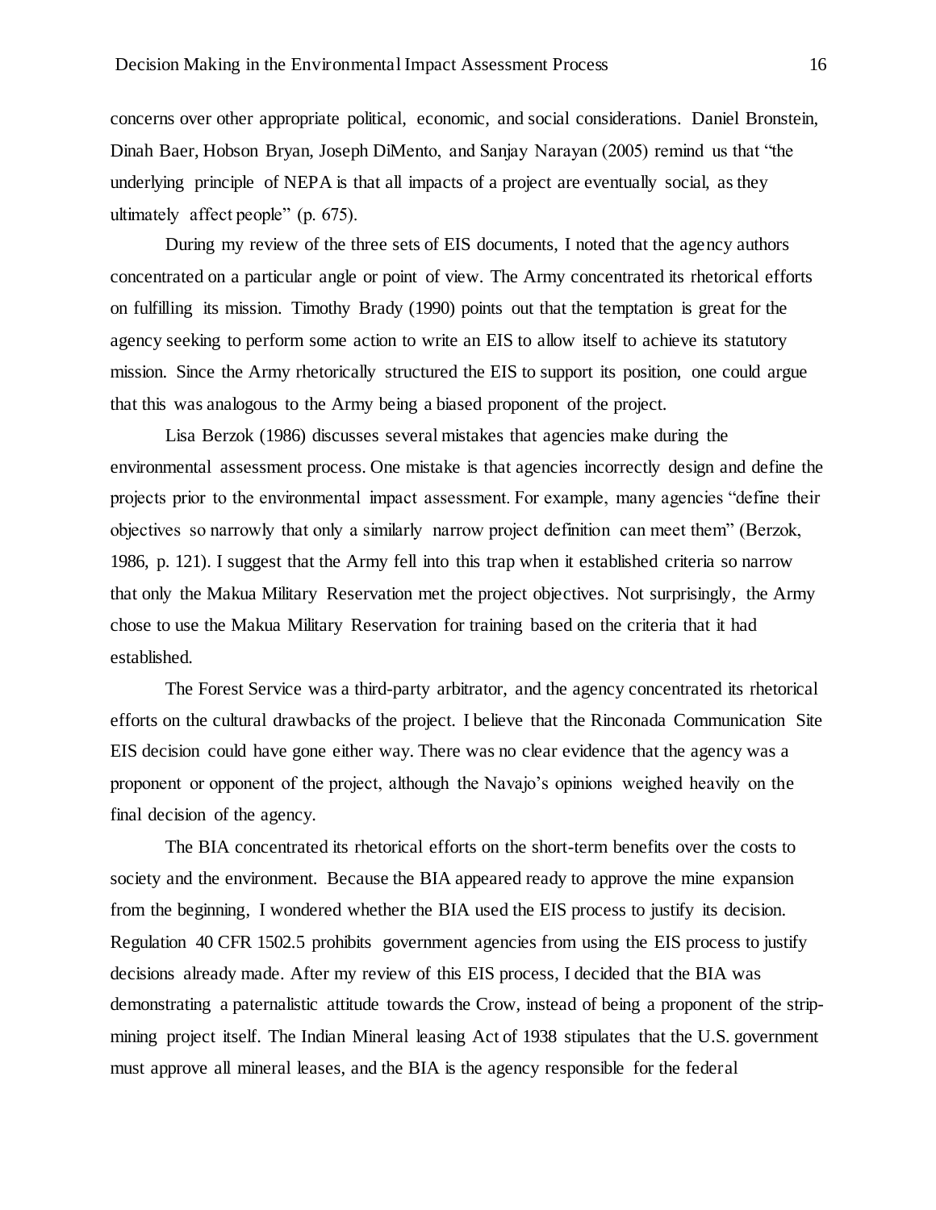concerns over other appropriate political, economic, and social considerations. Daniel Bronstein, Dinah Baer, Hobson Bryan, Joseph DiMento, and Sanjay Narayan (2005) remind us that "the underlying principle of NEPA is that all impacts of a project are eventually social, as they ultimately affect people" (p. 675).

During my review of the three sets of EIS documents, I noted that the agency authors concentrated on a particular angle or point of view. The Army concentrated its rhetorical efforts on fulfilling its mission. Timothy Brady (1990) points out that the temptation is great for the agency seeking to perform some action to write an EIS to allow itself to achieve its statutory mission. Since the Army rhetorically structured the EIS to support its position, one could argue that this was analogous to the Army being a biased proponent of the project.

Lisa Berzok (1986) discusses several mistakes that agencies make during the environmental assessment process. One mistake is that agencies incorrectly design and define the projects prior to the environmental impact assessment. For example, many agencies "define their objectives so narrowly that only a similarly narrow project definition can meet them" (Berzok, 1986, p. 121). I suggest that the Army fell into this trap when it established criteria so narrow that only the Makua Military Reservation met the project objectives. Not surprisingly, the Army chose to use the Makua Military Reservation for training based on the criteria that it had established.

The Forest Service was a third-party arbitrator, and the agency concentrated its rhetorical efforts on the cultural drawbacks of the project. I believe that the Rinconada Communication Site EIS decision could have gone either way. There was no clear evidence that the agency was a proponent or opponent of the project, although the Navajo's opinions weighed heavily on the final decision of the agency.

The BIA concentrated its rhetorical efforts on the short-term benefits over the costs to society and the environment. Because the BIA appeared ready to approve the mine expansion from the beginning, I wondered whether the BIA used the EIS process to justify its decision. Regulation 40 CFR 1502.5 prohibits government agencies from using the EIS process to justify decisions already made. After my review of this EIS process, I decided that the BIA was demonstrating a paternalistic attitude towards the Crow, instead of being a proponent of the strip-mining project itself. The Indian Mineral leasing Act of 1938 stipulates that the U.S. government must approve all mineral leases, and the BIA is the agency responsible for the federal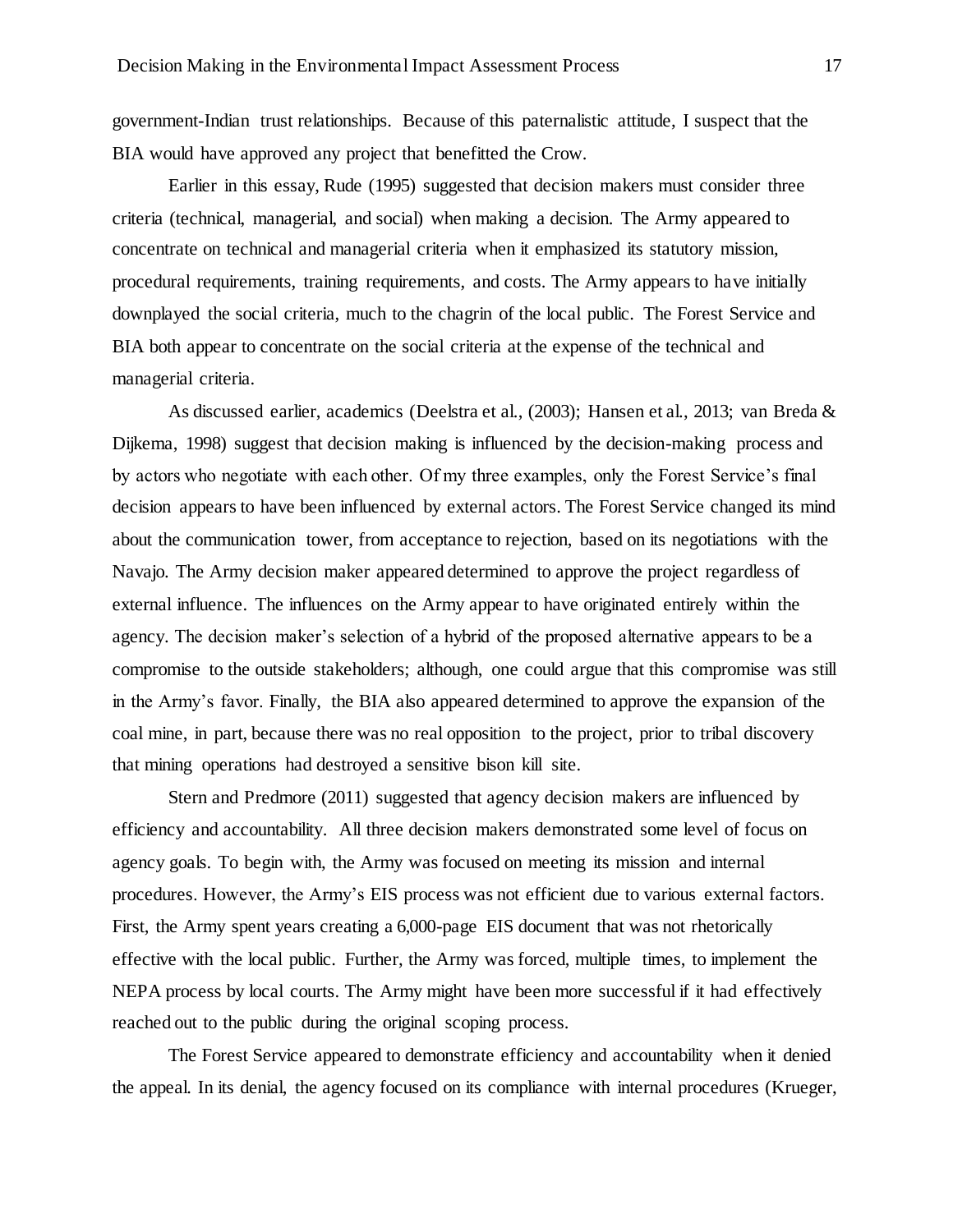government-Indian trust relationships. Because of this paternalistic attitude, I suspect that the BIA would have approved any project that benefitted the Crow.

Earlier in this essay, Rude (1995) suggested that decision makers must consider three criteria (technical, managerial, and social) when making a decision. The Army appeared to concentrate on technical and managerial criteria when it emphasized its statutory mission, procedural requirements, training requirements, and costs. The Army appears to have initially downplayed the social criteria, much to the chagrin of the local public. The Forest Service and BIA both appear to concentrate on the social criteria at the expense of the technical and managerial criteria.

As discussed earlier, academics (Deelstra et al., (2003); Hansen et al., 2013; van Breda & Dijkema, 1998) suggest that decision making is influenced by the decision-making process and by actors who negotiate with each other. Of my three examples, only the Forest Service's final decision appears to have been influenced by external actors. The Forest Service changed its mind about the communication tower, from acceptance to rejection, based on its negotiations with the Navajo. The Army decision maker appeared determined to approve the project regardless of external influence. The influences on the Army appear to have originated entirely within the agency. The decision maker's selection of a hybrid of the proposed alternative appears to be a compromise to the outside stakeholders; although, one could argue that this compromise was still in the Army's favor. Finally, the BIA also appeared determined to approve the expansion of the coal mine, in part, because there was no real opposition to the project, prior to tribal discovery that mining operations had destroyed a sensitive bison kill site.

Stern and Predmore (2011) suggested that agency decision makers are influenced by efficiency and accountability. All three decision makers demonstrated some level of focus on agency goals. To begin with, the Army was focused on meeting its mission and internal procedures. However, the Army's EIS process was not efficient due to various external factors. First, the Army spent years creating a 6,000-page EIS document that was not rhetorically effective with the local public. Further, the Army was forced, multiple times, to implement the NEPA process by local courts. The Army might have been more successful if it had effectively reached out to the public during the original scoping process.

The Forest Service appeared to demonstrate efficiency and accountability when it denied the appeal. In its denial, the agency focused on its compliance with internal procedures (Krueger,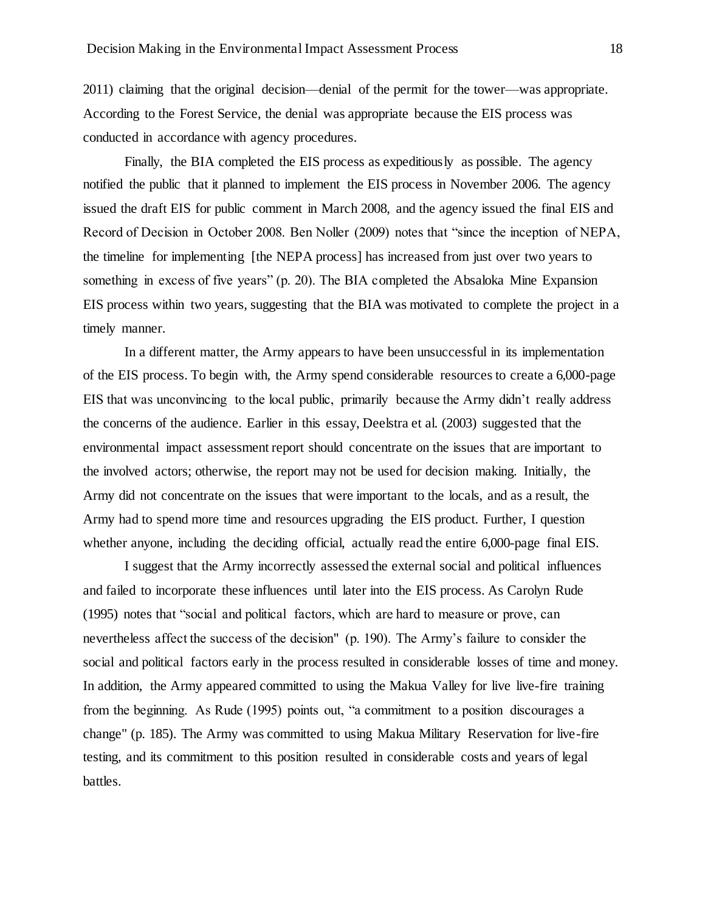2011) claiming that the original decision—denial of the permit for the tower—was appropriate. According to the Forest Service, the denial was appropriate because the EIS process was conducted in accordance with agency procedures.

Finally, the BIA completed the EIS process as expeditiously as possible. The agency notified the public that it planned to implement the EIS process in November 2006. The agency issued the draft EIS for public comment in March 2008, and the agency issued the final EIS and Record of Decision in October 2008. Ben Noller (2009) notes that "since the inception of NEPA, the timeline for implementing [the NEPA process] has increased from just over two years to something in excess of five years" (p. 20). The BIA completed the Absaloka Mine Expansion EIS process within two years, suggesting that the BIA was motivated to complete the project in a timely manner.

In a different matter, the Army appears to have been unsuccessful in its implementation of the EIS process. To begin with, the Army spend considerable resources to create a 6,000-page EIS that was unconvincing to the local public, primarily because the Army didn't really address the concerns of the audience. Earlier in this essay, Deelstra et al. (2003) suggested that the environmental impact assessment report should concentrate on the issues that are important to the involved actors; otherwise, the report may not be used for decision making. Initially, the Army did not concentrate on the issues that were important to the locals, and as a result, the Army had to spend more time and resources upgrading the EIS product. Further, I question whether anyone, including the deciding official, actually read the entire 6,000-page final EIS.

I suggest that the Army incorrectly assessed the external social and political influences and failed to incorporate these influences until later into the EIS process. As Carolyn Rude (1995) notes that "social and political factors, which are hard to measure or prove, can nevertheless affect the success of the decision" (p. 190). The Army's failure to consider the social and political factors early in the process resulted in considerable losses of time and money. In addition, the Army appeared committed to using the Makua Valley for live live-fire training from the beginning. As Rude (1995) points out, "a commitment to a position discourages a change" (p. 185). The Army was committed to using Makua Military Reservation for live-fire testing, and its commitment to this position resulted in considerable costs and years of legal battles.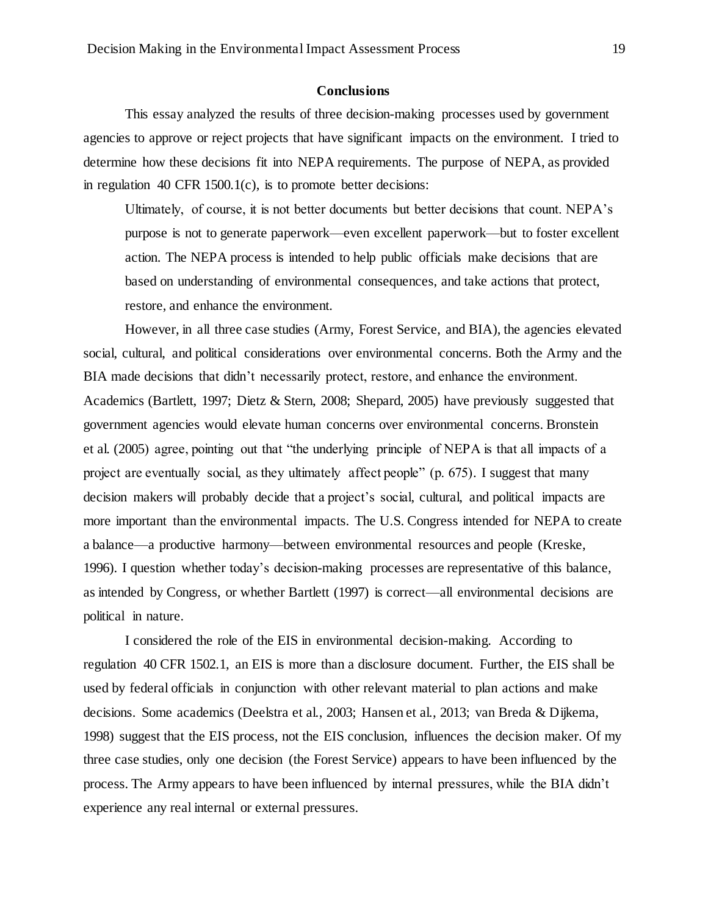## Conclusions

This essay analyzed the results of three decision-making processes used by government agencies to approve or reject projects that have significant impacts on the environment. I tried to determine how these decisions fit into NEPA requirements. The purpose of NEPA, as provided in regulation 40 CFR 1500.1(c), is to promote better decisions:

> Ultimately, of course, it is not better documents but better decisions that count. NEPA's purpose is not to generate paperwork—even excellent paperwork—but to foster excellent action. The NEPA process is intended to help public officials make decisions that are based on understanding of environmental consequences, and take actions that protect, restore, and enhance the environment.

However, in all three case studies (Army, Forest Service, and BIA), the agencies elevated social, cultural, and political considerations over environmental concerns. Both the Army and the BIA made decisions that didn't necessarily protect, restore, and enhance the environment. Academics (Bartlett, 1997; Dietz & Stern, 2008; Shepard, 2005) have previously suggested that government agencies would elevate human concerns over environmental concerns. Bronstein et al. (2005) agree, pointing out that "the underlying principle of NEPA is that all impacts of a project are eventually social, as they ultimately affect people" (p. 675). I suggest that many decision makers will probably decide that a project's social, cultural, and political impacts are more important than the environmental impacts. The U.S. Congress intended for NEPA to create a balance—a productive harmony—between environmental resources and people (Kreske, 1996). I question whether today's decision-making processes are representative of this balance, as intended by Congress, or whether Bartlett (1997) is correct—all environmental decisions are political in nature.

I considered the role of the EIS in environmental decision-making. According to regulation 40 CFR 1502.1, an EIS is more than a disclosure document. Further, the EIS shall be used by federal officials in conjunction with other relevant material to plan actions and make decisions. Some academics (Deelstra et al., 2003; Hansen et al., 2013; van Breda & Dijkema, 1998) suggest that the EIS process, not the EIS conclusion, influences the decision maker. Of my three case studies, only one decision (the Forest Service) appears to have been influenced by the process. The Army appears to have been influenced by internal pressures, while the BIA didn't experience any real internal or external pressures.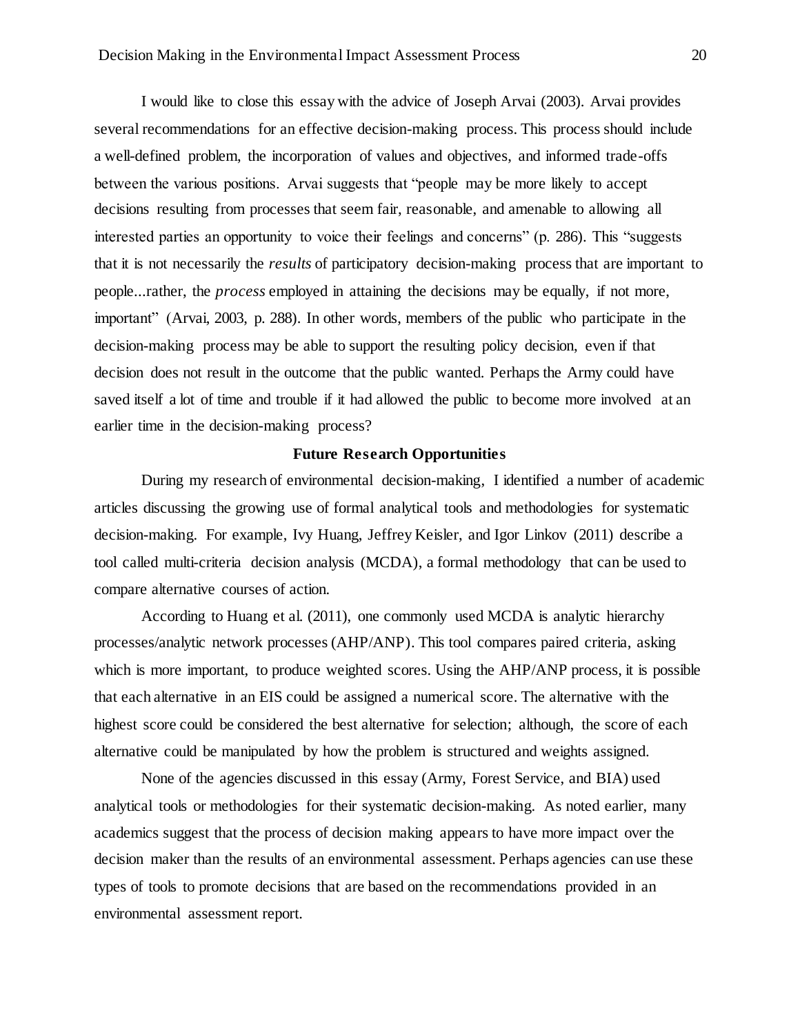I would like to close this essay with the advice of Joseph Arvai (2003). Arvai provides several recommendations for an effective decision-making process. This process should include a well-defined problem, the incorporation of values and objectives, and informed trade-offs between the various positions. Arvai suggests that "people may be more likely to accept decisions resulting from processes that seem fair, reasonable, and amenable to allowing all interested parties an opportunity to voice their feelings and concerns" (p. 286). This "suggests that it is not necessarily the *results* of participatory decision-making process that are important to people...rather, the *process* employed in attaining the decisions may be equally, if not more, important" (Arvai, 2003, p. 288). In other words, members of the public who participate in the decision-making process may be able to support the resulting policy decision, even if that decision does not result in the outcome that the public wanted. Perhaps the Army could have saved itself a lot of time and trouble if it had allowed the public to become more involved at an earlier time in the decision-making process?

## Future Research Opportunities

During my research of environmental decision-making, I identified a number of academic articles discussing the growing use of formal analytical tools and methodologies for systematic decision-making. For example, Ivy Huang, Jeffrey Keisler, and Igor Linkov (2011) describe a tool called multi-criteria decision analysis (MCDA), a formal methodology that can be used to compare alternative courses of action.

According to Huang et al. (2011), one commonly used MCDA is analytic hierarchy processes/analytic network processes (AHP/ANP). This tool compares paired criteria, asking which is more important, to produce weighted scores. Using the AHP/ANP process, it is possible that each alternative in an EIS could be assigned a numerical score. The alternative with the highest score could be considered the best alternative for selection; although, the score of each alternative could be manipulated by how the problem is structured and weights assigned.

None of the agencies discussed in this essay (Army, Forest Service, and BIA) used analytical tools or methodologies for their systematic decision-making. As noted earlier, many academics suggest that the process of decision making appears to have more impact over the decision maker than the results of an environmental assessment. Perhaps agencies can use these types of tools to promote decisions that are based on the recommendations provided in an environmental assessment report.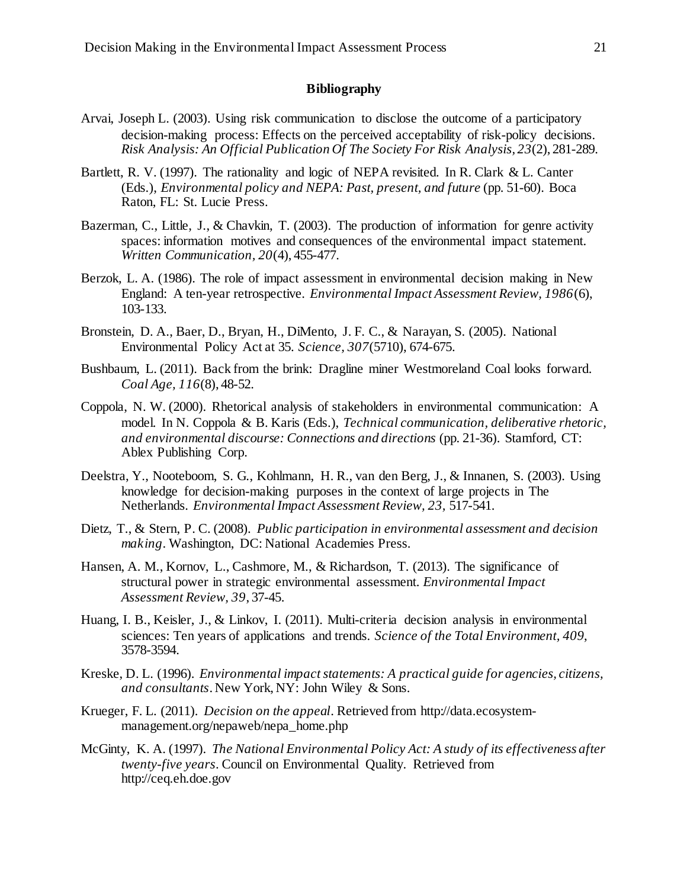## Bibliography

Arvai, Joseph L. (2003). Using risk communication to disclose the outcome of a participatory decision-making process: Effects on the perceived acceptability of risk-policy decisions. *Risk Analysis: An Official Publication Of The Society For Risk Analysis, 23*(2), 281-289.

Bartlett, R. V. (1997). The rationality and logic of NEPA revisited. In R. Clark & L. Canter (Eds.), *Environmental policy and NEPA: Past, present, and future* (pp. 51-60). Boca Raton, FL: St. Lucie Press.

Bazerman, C., Little, J., & Chavkin, T. (2003). The production of information for genre activity spaces: information motives and consequences of the environmental impact statement. *Written Communication, 20*(4), 455-477.

Berzok, L. A. (1986). The role of impact assessment in environmental decision making in New England: A ten-year retrospective. *Environmental Impact Assessment Review, 1986*(6), 103-133.

Bronstein, D. A., Baer, D., Bryan, H., DiMento, J. F. C., & Narayan, S. (2005). National Environmental Policy Act at 35. *Science, 307*(5710), 674-675.

Bushbaum, L. (2011). Back from the brink: Dragline miner Westmoreland Coal looks forward. *Coal Age, 116*(8), 48-52.

Coppola, N. W. (2000). Rhetorical analysis of stakeholders in environmental communication: A model. In N. Coppola & B. Karis (Eds.), *Technical communication, deliberative rhetoric, and environmental discourse: Connections and directions* (pp. 21-36). Stamford, CT: Ablex Publishing Corp.

Deelstra, Y., Nooteboom, S. G., Kohlmann, H. R., van den Berg, J., & Innanen, S. (2003). Using knowledge for decision-making purposes in the context of large projects in The Netherlands. *Environmental Impact Assessment Review, 23*, 517-541.

Dietz, T., & Stern, P. C. (2008). *Public participation in environmental assessment and decision making*. Washington, DC: National Academies Press.

Hansen, A. M., Kornov, L., Cashmore, M., & Richardson, T. (2013). The significance of structural power in strategic environmental assessment. *Environmental Impact Assessment Review, 39*, 37-45.

Huang, I. B., Keisler, J., & Linkov, I. (2011). Multi-criteria decision analysis in environmental sciences: Ten years of applications and trends. *Science of the Total Environment, 409*, 3578-3594.

Kreske, D. L. (1996). *Environmental impact statements: A practical guide for agencies, citizens, and consultants*. New York, NY: John Wiley & Sons.

Krueger, F. L. (2011). *Decision on the appeal*. Retrieved from http://data.ecosystem-management.org/nepaweb/nepa_home.php

McGinty, K. A. (1997). *The National Environmental Policy Act: A study of its effectiveness after twenty-five years*. Council on Environmental Quality. Retrieved from http://ceq.eh.doe.gov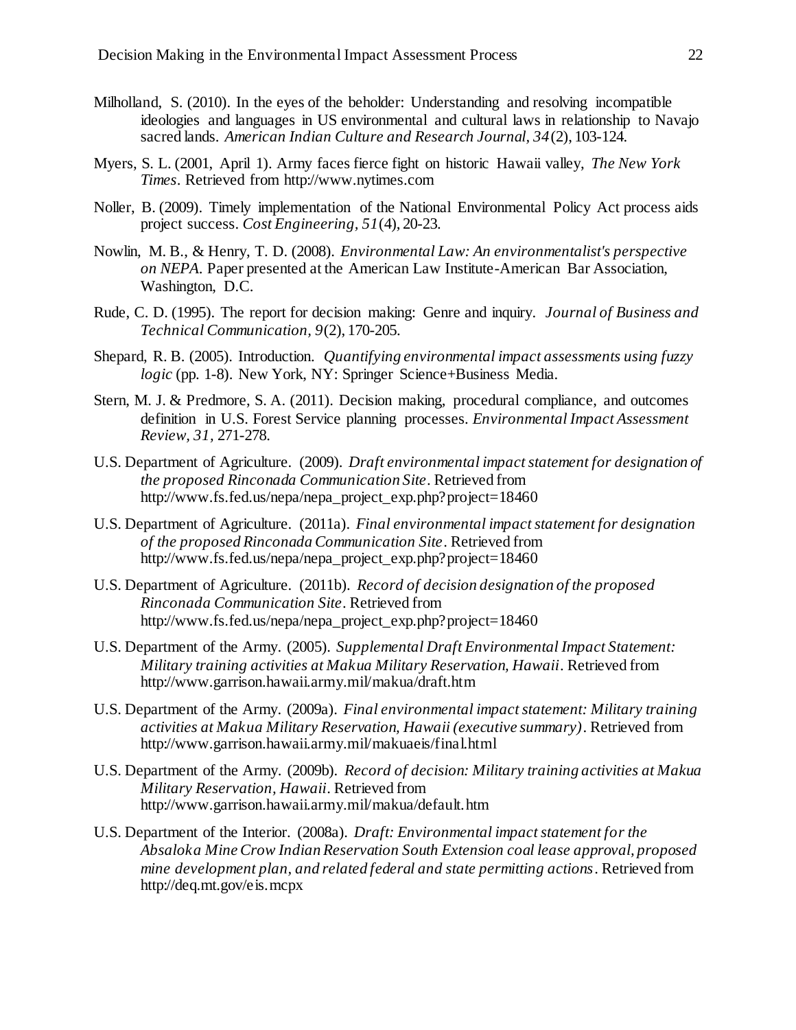Milholland, S. (2010). In the eyes of the beholder: Understanding and resolving incompatible ideologies and languages in US environmental and cultural laws in relationship to Navajo sacred lands. *American Indian Culture and Research Journal, 34*(2), 103-124.

Myers, S. L. (2001, April 1). Army faces fierce fight on historic Hawaii valley, *The New York Times*. Retrieved from http://www.nytimes.com

Noller, B. (2009). Timely implementation of the National Environmental Policy Act process aids project success. *Cost Engineering, 51*(4), 20-23.

Nowlin, M. B., & Henry, T. D. (2008). *Environmental Law: An environmentalist's perspective on NEPA*. Paper presented at the American Law Institute-American Bar Association, Washington, D.C.

Rude, C. D. (1995). The report for decision making: Genre and inquiry. *Journal of Business and Technical Communication, 9*(2), 170-205.

Shepard, R. B. (2005). Introduction. *Quantifying environmental impact assessments using fuzzy logic* (pp. 1-8). New York, NY: Springer Science+Business Media.

Stern, M. J. & Predmore, S. A. (2011). Decision making, procedural compliance, and outcomes definition in U.S. Forest Service planning processes. *Environmental Impact Assessment Review, 31,* 271-278.

U.S. Department of Agriculture. (2009). *Draft environmental impact statement for designation of the proposed Rinconada Communication Site*. Retrieved from http://www.fs.fed.us/nepa/nepa_project_exp.php?project=18460

U.S. Department of Agriculture. (2011a). *Final environmental impact statement for designation of the proposed Rinconada Communication Site*. Retrieved from http://www.fs.fed.us/nepa/nepa_project_exp.php?project=18460

U.S. Department of Agriculture. (2011b). *Record of decision designation of the proposed Rinconada Communication Site*. Retrieved from http://www.fs.fed.us/nepa/nepa_project_exp.php?project=18460

U.S. Department of the Army. (2005). *Supplemental Draft Environmental Impact Statement: Military training activities at Makua Military Reservation, Hawaii*. Retrieved from http://www.garrison.hawaii.army.mil/makua/draft.htm

U.S. Department of the Army. (2009a). *Final environmental impact statement: Military training activities at Makua Military Reservation, Hawaii (executive summary)*. Retrieved from http://www.garrison.hawaii.army.mil/makuaeis/final.html

U.S. Department of the Army. (2009b). *Record of decision: Military training activities at Makua Military Reservation, Hawaii*. Retrieved from http://www.garrison.hawaii.army.mil/makua/default.htm

U.S. Department of the Interior. (2008a). *Draft: Environmental impact statement for the Absaloka Mine Crow Indian Reservation South Extension coal lease approval, proposed mine development plan, and related federal and state permitting actions*. Retrieved from http://deq.mt.gov/eis.mcpx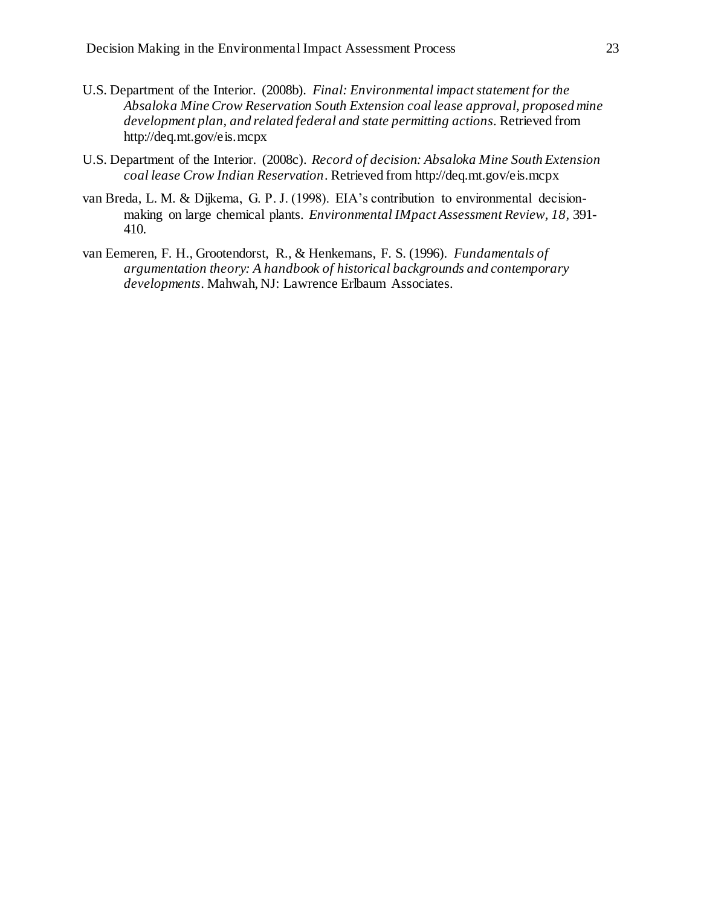U.S. Department of the Interior. (2008b). *Final: Environmental impact statement for the Absaloka Mine Crow Reservation South Extension coal lease approval, proposed mine development plan, and related federal and state permitting actions*. Retrieved from http://deq.mt.gov/eis.mcpx

U.S. Department of the Interior. (2008c). *Record of decision: Absaloka Mine South Extension coal lease Crow Indian Reservation*. Retrieved from http://deq.mt.gov/eis.mcpx

van Breda, L. M. & Dijkema, G. P. J. (1998). EIA's contribution to environmental decision-making on large chemical plants. *Environmental IMpact Assessment Review, 18*, 391-410.

van Eemeren, F. H., Grootendorst, R., & Henkemans, F. S. (1996). *Fundamentals of argumentation theory: A handbook of historical backgrounds and contemporary developments*. Mahwah, NJ: Lawrence Erlbaum Associates.